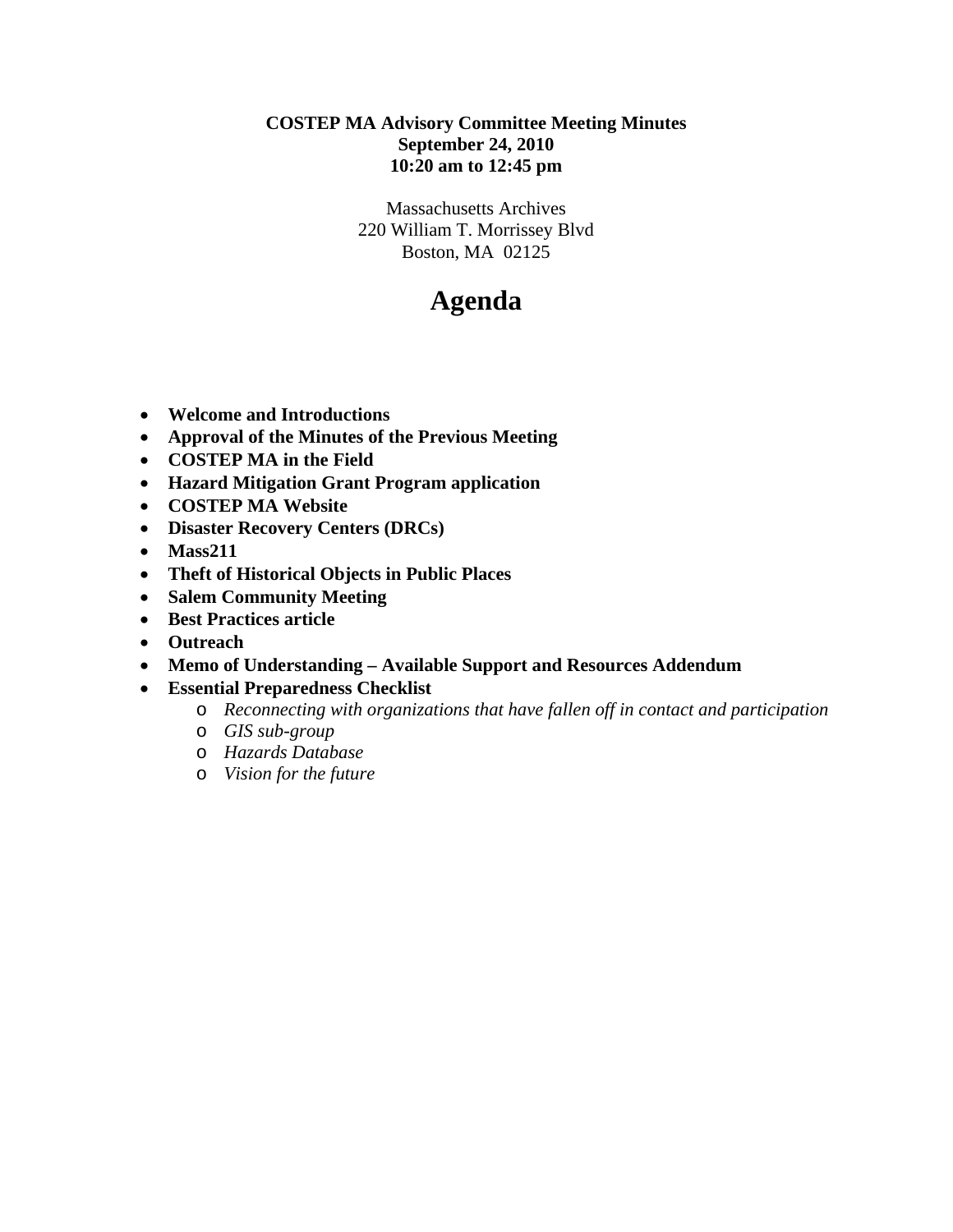**COSTEP MA Advisory Committee Meeting Minutes**
**September 24, 2010**
**10:20 am to 12:45 pm**

Massachusetts Archives
220 William T. Morrissey Blvd
Boston, MA 02125

# Agenda

- **Welcome and Introductions**
- **Approval of the Minutes of the Previous Meeting**
- **COSTEP MA in the Field**
- **Hazard Mitigation Grant Program application**
- **COSTEP MA Website**
- **Disaster Recovery Centers (DRCs)**
- **Mass211**
- **Theft of Historical Objects in Public Places**
- **Salem Community Meeting**
- **Best Practices article**
- **Outreach**
- **Memo of Understanding – Available Support and Resources Addendum**
- **Essential Preparedness Checklist**
    - *Reconnecting with organizations that have fallen off in contact and participation*
    - *GIS sub-group*
    - *Hazards Database*
    - *Vision for the future*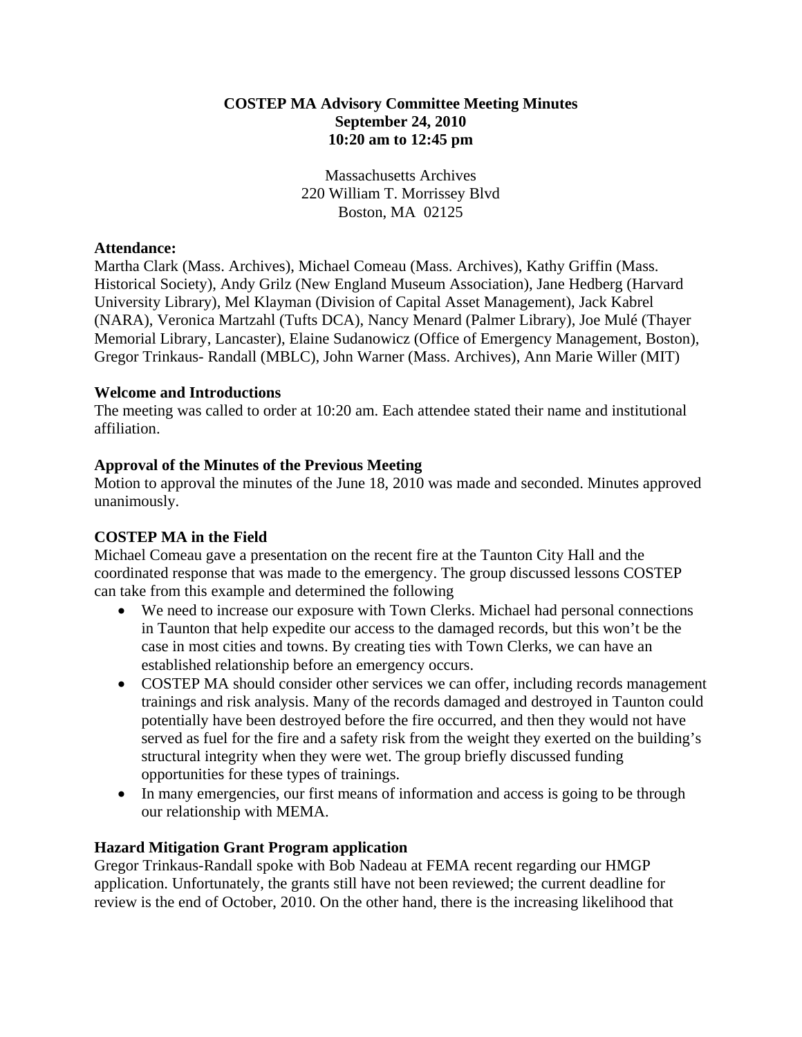**COSTEP MA Advisory Committee Meeting Minutes**
**September 24, 2010**
**10:20 am to 12:45 pm**

Massachusetts Archives
220 William T. Morrissey Blvd
Boston, MA 02125

**Attendance:**
Martha Clark (Mass. Archives), Michael Comeau (Mass. Archives), Kathy Griffin (Mass. Historical Society), Andy Grilz (New England Museum Association), Jane Hedberg (Harvard University Library), Mel Klayman (Division of Capital Asset Management), Jack Kabrel (NARA), Veronica Martzahl (Tufts DCA), Nancy Menard (Palmer Library), Joe Mulé (Thayer Memorial Library, Lancaster), Elaine Sudanowicz (Office of Emergency Management, Boston), Gregor Trinkaus- Randall (MBLC), John Warner (Mass. Archives), Ann Marie Willer (MIT)

**Welcome and Introductions**
The meeting was called to order at 10:20 am. Each attendee stated their name and institutional affiliation.

**Approval of the Minutes of the Previous Meeting**
Motion to approval the minutes of the June 18, 2010 was made and seconded. Minutes approved unanimously.

**COSTEP MA in the Field**
Michael Comeau gave a presentation on the recent fire at the Taunton City Hall and the coordinated response that was made to the emergency. The group discussed lessons COSTEP can take from this example and determined the following

- We need to increase our exposure with Town Clerks. Michael had personal connections in Taunton that help expedite our access to the damaged records, but this won't be the case in most cities and towns. By creating ties with Town Clerks, we can have an established relationship before an emergency occurs.
- COSTEP MA should consider other services we can offer, including records management trainings and risk analysis. Many of the records damaged and destroyed in Taunton could potentially have been destroyed before the fire occurred, and then they would not have served as fuel for the fire and a safety risk from the weight they exerted on the building's structural integrity when they were wet. The group briefly discussed funding opportunities for these types of trainings.
- In many emergencies, our first means of information and access is going to be through our relationship with MEMA.

**Hazard Mitigation Grant Program application**
Gregor Trinkaus-Randall spoke with Bob Nadeau at FEMA recent regarding our HMGP application. Unfortunately, the grants still have not been reviewed; the current deadline for review is the end of October, 2010. On the other hand, there is the increasing likelihood that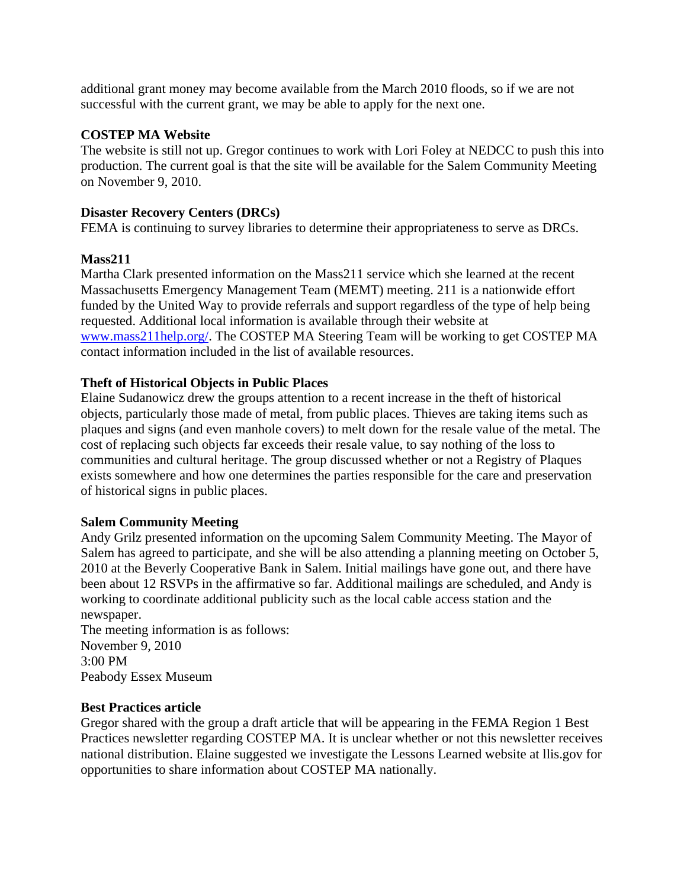additional grant money may become available from the March 2010 floods, so if we are not successful with the current grant, we may be able to apply for the next one.

**COSTEP MA Website**

The website is still not up. Gregor continues to work with Lori Foley at NEDCC to push this into production. The current goal is that the site will be available for the Salem Community Meeting on November 9, 2010.

**Disaster Recovery Centers (DRCs)**

FEMA is continuing to survey libraries to determine their appropriateness to serve as DRCs.

**Mass211**

Martha Clark presented information on the Mass211 service which she learned at the recent Massachusetts Emergency Management Team (MEMT) meeting. 211 is a nationwide effort funded by the United Way to provide referrals and support regardless of the type of help being requested. Additional local information is available through their website at [www.mass211help.org/](www.mass211help.org/). The COSTEP MA Steering Team will be working to get COSTEP MA contact information included in the list of available resources.

**Theft of Historical Objects in Public Places**

Elaine Sudanowicz drew the groups attention to a recent increase in the theft of historical objects, particularly those made of metal, from public places. Thieves are taking items such as plaques and signs (and even manhole covers) to melt down for the resale value of the metal. The cost of replacing such objects far exceeds their resale value, to say nothing of the loss to communities and cultural heritage. The group discussed whether or not a Registry of Plaques exists somewhere and how one determines the parties responsible for the care and preservation of historical signs in public places.

**Salem Community Meeting**

Andy Grilz presented information on the upcoming Salem Community Meeting. The Mayor of Salem has agreed to participate, and she will be also attending a planning meeting on October 5, 2010 at the Beverly Cooperative Bank in Salem. Initial mailings have gone out, and there have been about 12 RSVPs in the affirmative so far. Additional mailings are scheduled, and Andy is working to coordinate additional publicity such as the local cable access station and the newspaper.

The meeting information is as follows:
November 9, 2010
3:00 PM
Peabody Essex Museum

**Best Practices article**

Gregor shared with the group a draft article that will be appearing in the FEMA Region 1 Best Practices newsletter regarding COSTEP MA. It is unclear whether or not this newsletter receives national distribution. Elaine suggested we investigate the Lessons Learned website at llis.gov for opportunities to share information about COSTEP MA nationally.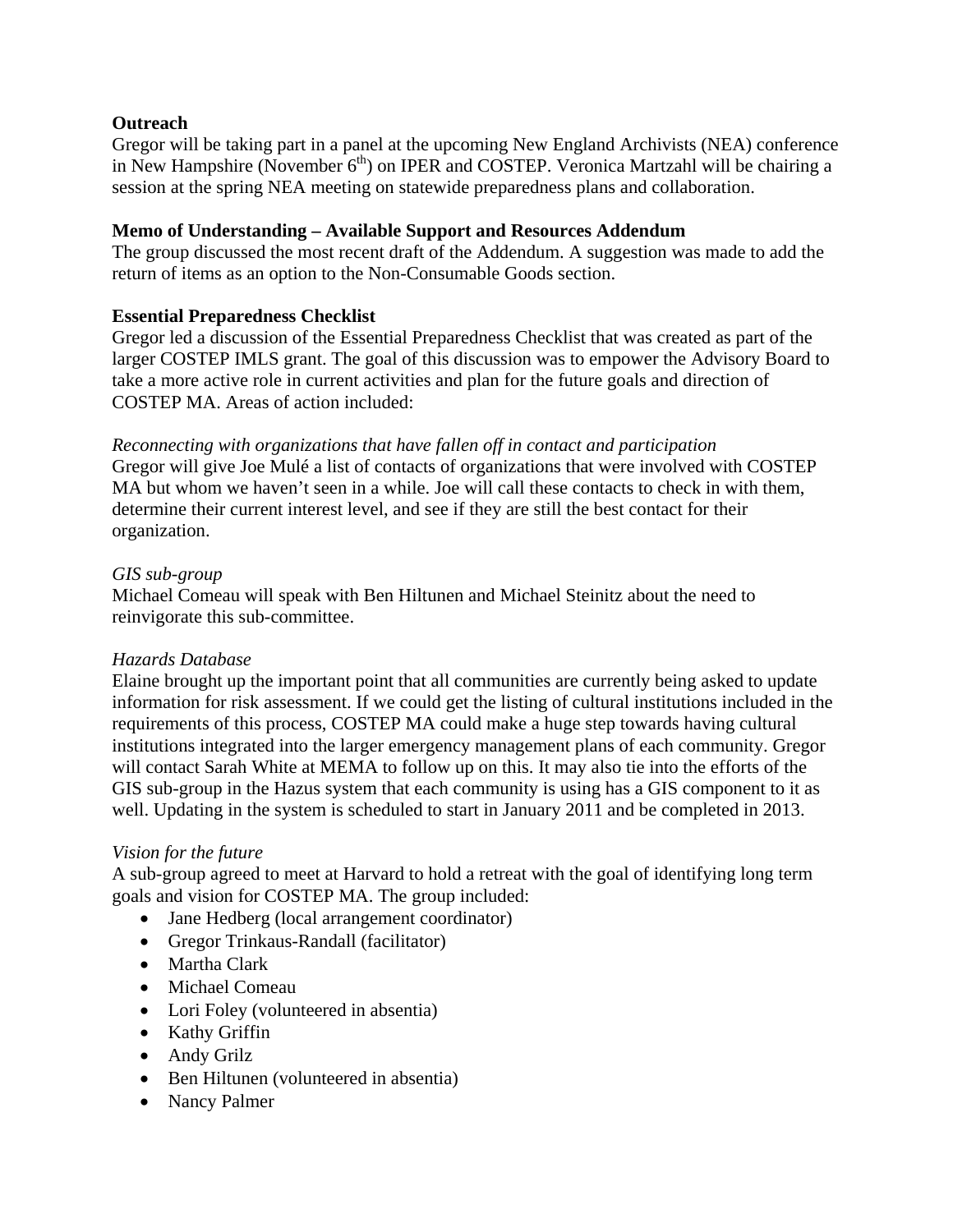**Outreach**
Gregor will be taking part in a panel at the upcoming New England Archivists (NEA) conference in New Hampshire (November 6th) on IPER and COSTEP. Veronica Martzahl will be chairing a session at the spring NEA meeting on statewide preparedness plans and collaboration.

**Memo of Understanding – Available Support and Resources Addendum**
The group discussed the most recent draft of the Addendum. A suggestion was made to add the return of items as an option to the Non-Consumable Goods section.

**Essential Preparedness Checklist**
Gregor led a discussion of the Essential Preparedness Checklist that was created as part of the larger COSTEP IMLS grant. The goal of this discussion was to empower the Advisory Board to take a more active role in current activities and plan for the future goals and direction of COSTEP MA. Areas of action included:

*Reconnecting with organizations that have fallen off in contact and participation*
Gregor will give Joe Mulé a list of contacts of organizations that were involved with COSTEP MA but whom we haven't seen in a while. Joe will call these contacts to check in with them, determine their current interest level, and see if they are still the best contact for their organization.

*GIS sub-group*
Michael Comeau will speak with Ben Hiltunen and Michael Steinitz about the need to reinvigorate this sub-committee.

*Hazards Database*
Elaine brought up the important point that all communities are currently being asked to update information for risk assessment. If we could get the listing of cultural institutions included in the requirements of this process, COSTEP MA could make a huge step towards having cultural institutions integrated into the larger emergency management plans of each community. Gregor will contact Sarah White at MEMA to follow up on this. It may also tie into the efforts of the GIS sub-group in the Hazus system that each community is using has a GIS component to it as well. Updating in the system is scheduled to start in January 2011 and be completed in 2013.

*Vision for the future*
A sub-group agreed to meet at Harvard to hold a retreat with the goal of identifying long term goals and vision for COSTEP MA. The group included:

- Jane Hedberg (local arrangement coordinator)
- Gregor Trinkaus-Randall (facilitator)
- Martha Clark
- Michael Comeau
- Lori Foley (volunteered in absentia)
- Kathy Griffin
- Andy Grilz
- Ben Hiltunen (volunteered in absentia)
- Nancy Palmer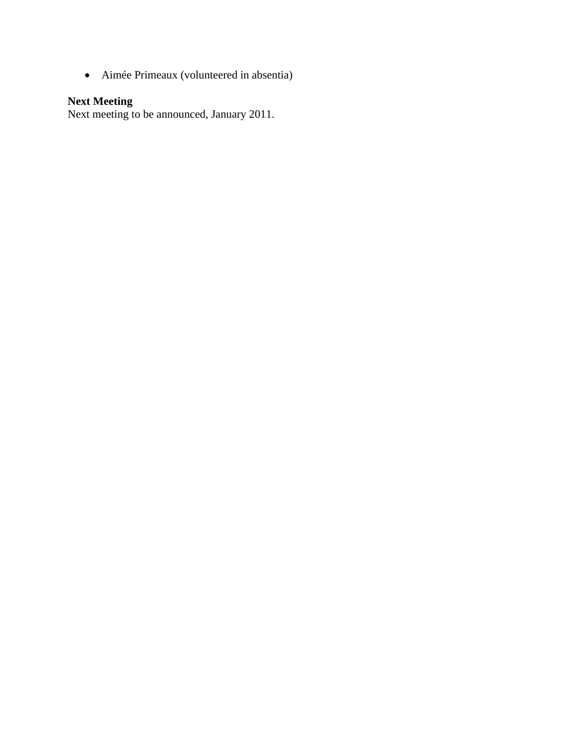- Aimée Primeaux (volunteered in absentia)

**Next Meeting**
Next meeting to be announced, January 2011.